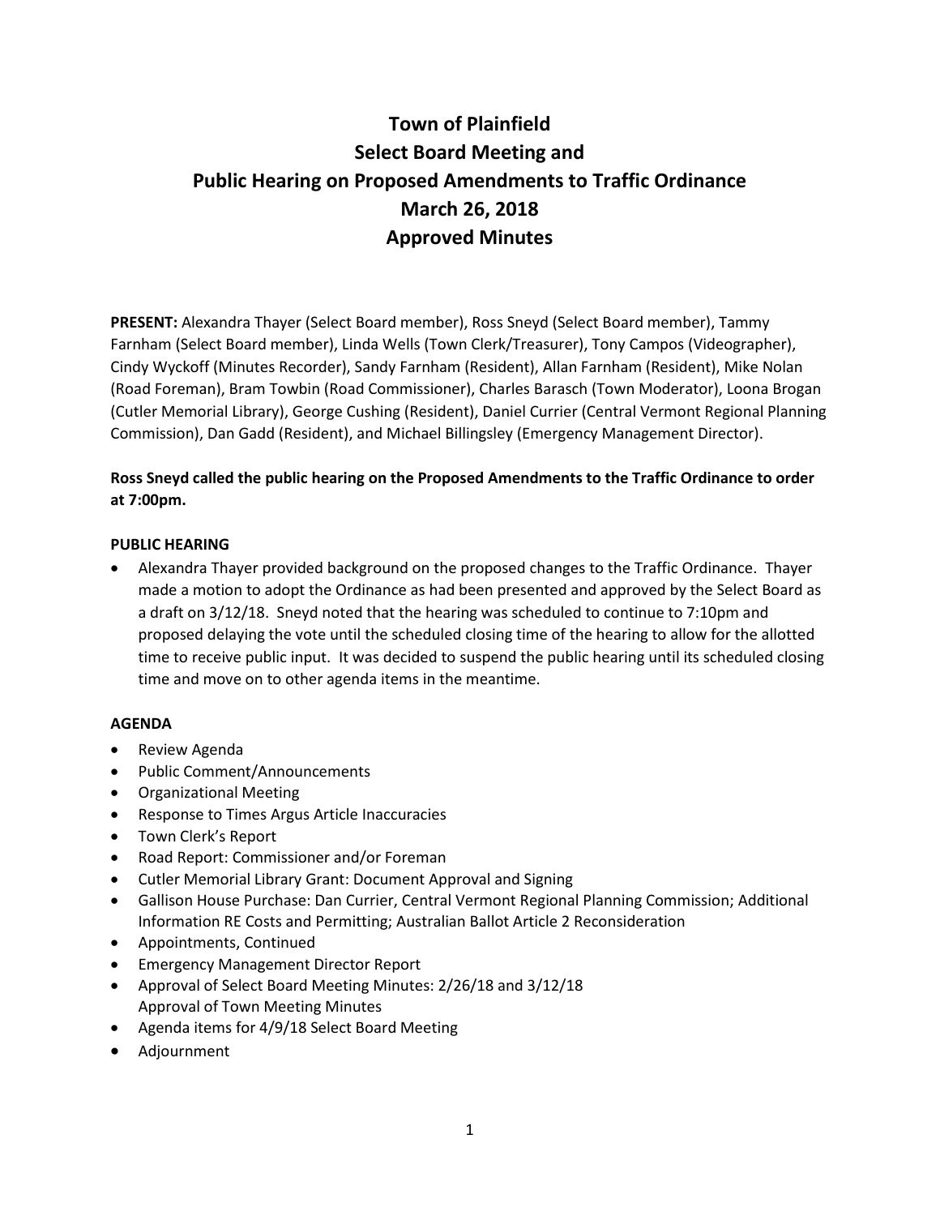# Town of Plainfield
# Select Board Meeting and
# Public Hearing on Proposed Amendments to Traffic Ordinance
# March 26, 2018
# Approved Minutes

**PRESENT:** Alexandra Thayer (Select Board member), Ross Sneyd (Select Board member), Tammy Farnham (Select Board member), Linda Wells (Town Clerk/Treasurer), Tony Campos (Videographer), Cindy Wyckoff (Minutes Recorder), Sandy Farnham (Resident), Allan Farnham (Resident), Mike Nolan (Road Foreman), Bram Towbin (Road Commissioner), Charles Barasch (Town Moderator), Loona Brogan (Cutler Memorial Library), George Cushing (Resident), Daniel Currier (Central Vermont Regional Planning Commission), Dan Gadd (Resident), and Michael Billingsley (Emergency Management Director).

**Ross Sneyd called the public hearing on the Proposed Amendments to the Traffic Ordinance to order at 7:00pm.**

**PUBLIC HEARING**

- Alexandra Thayer provided background on the proposed changes to the Traffic Ordinance. Thayer made a motion to adopt the Ordinance as had been presented and approved by the Select Board as a draft on 3/12/18. Sneyd noted that the hearing was scheduled to continue to 7:10pm and proposed delaying the vote until the scheduled closing time of the hearing to allow for the allotted time to receive public input. It was decided to suspend the public hearing until its scheduled closing time and move on to other agenda items in the meantime.

**AGENDA**

- Review Agenda
- Public Comment/Announcements
- Organizational Meeting
- Response to Times Argus Article Inaccuracies
- Town Clerk's Report
- Road Report: Commissioner and/or Foreman
- Cutler Memorial Library Grant: Document Approval and Signing
- Gallison House Purchase: Dan Currier, Central Vermont Regional Planning Commission; Additional Information RE Costs and Permitting; Australian Ballot Article 2 Reconsideration
- Appointments, Continued
- Emergency Management Director Report
- Approval of Select Board Meeting Minutes: 2/26/18 and 3/12/18
  Approval of Town Meeting Minutes
- Agenda items for 4/9/18 Select Board Meeting
- Adjournment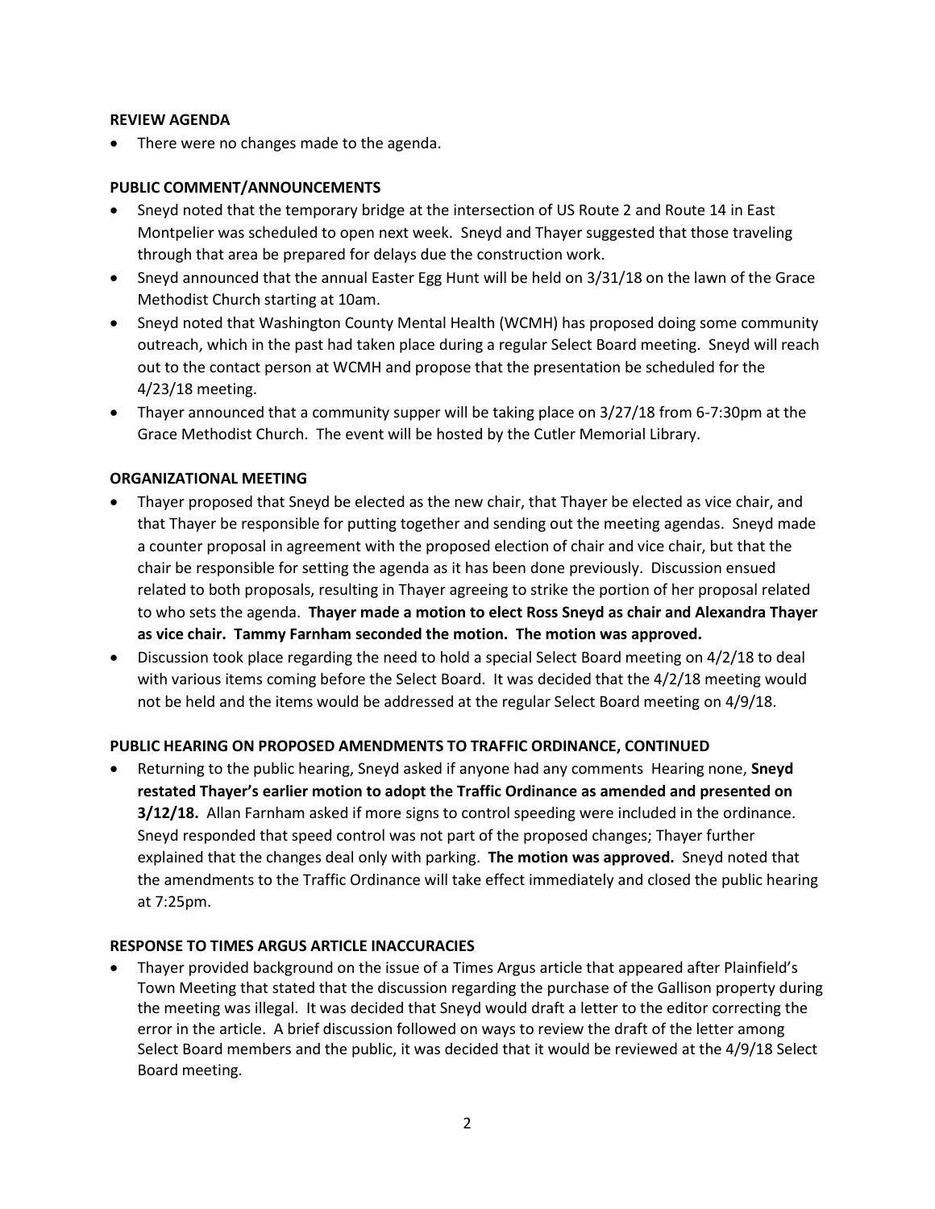**REVIEW AGENDA**

- There were no changes made to the agenda.

**PUBLIC COMMENT/ANNOUNCEMENTS**

- Sneyd noted that the temporary bridge at the intersection of US Route 2 and Route 14 in East Montpelier was scheduled to open next week. Sneyd and Thayer suggested that those traveling through that area be prepared for delays due the construction work.
- Sneyd announced that the annual Easter Egg Hunt will be held on 3/31/18 on the lawn of the Grace Methodist Church starting at 10am.
- Sneyd noted that Washington County Mental Health (WCMH) has proposed doing some community outreach, which in the past had taken place during a regular Select Board meeting. Sneyd will reach out to the contact person at WCMH and propose that the presentation be scheduled for the 4/23/18 meeting.
- Thayer announced that a community supper will be taking place on 3/27/18 from 6-7:30pm at the Grace Methodist Church. The event will be hosted by the Cutler Memorial Library.

**ORGANIZATIONAL MEETING**

- Thayer proposed that Sneyd be elected as the new chair, that Thayer be elected as vice chair, and that Thayer be responsible for putting together and sending out the meeting agendas. Sneyd made a counter proposal in agreement with the proposed election of chair and vice chair, but that the chair be responsible for setting the agenda as it has been done previously. Discussion ensued related to both proposals, resulting in Thayer agreeing to strike the portion of her proposal related to who sets the agenda. **Thayer made a motion to elect Ross Sneyd as chair and Alexandra Thayer as vice chair. Tammy Farnham seconded the motion. The motion was approved.**
- Discussion took place regarding the need to hold a special Select Board meeting on 4/2/18 to deal with various items coming before the Select Board. It was decided that the 4/2/18 meeting would not be held and the items would be addressed at the regular Select Board meeting on 4/9/18.

**PUBLIC HEARING ON PROPOSED AMENDMENTS TO TRAFFIC ORDINANCE, CONTINUED**

- Returning to the public hearing, Sneyd asked if anyone had any comments Hearing none, **Sneyd restated Thayer's earlier motion to adopt the Traffic Ordinance as amended and presented on 3/12/18.** Allan Farnham asked if more signs to control speeding were included in the ordinance. Sneyd responded that speed control was not part of the proposed changes; Thayer further explained that the changes deal only with parking. **The motion was approved.** Sneyd noted that the amendments to the Traffic Ordinance will take effect immediately and closed the public hearing at 7:25pm.

**RESPONSE TO TIMES ARGUS ARTICLE INACCURACIES**

- Thayer provided background on the issue of a Times Argus article that appeared after Plainfield's Town Meeting that stated that the discussion regarding the purchase of the Gallison property during the meeting was illegal. It was decided that Sneyd would draft a letter to the editor correcting the error in the article. A brief discussion followed on ways to review the draft of the letter among Select Board members and the public, it was decided that it would be reviewed at the 4/9/18 Select Board meeting.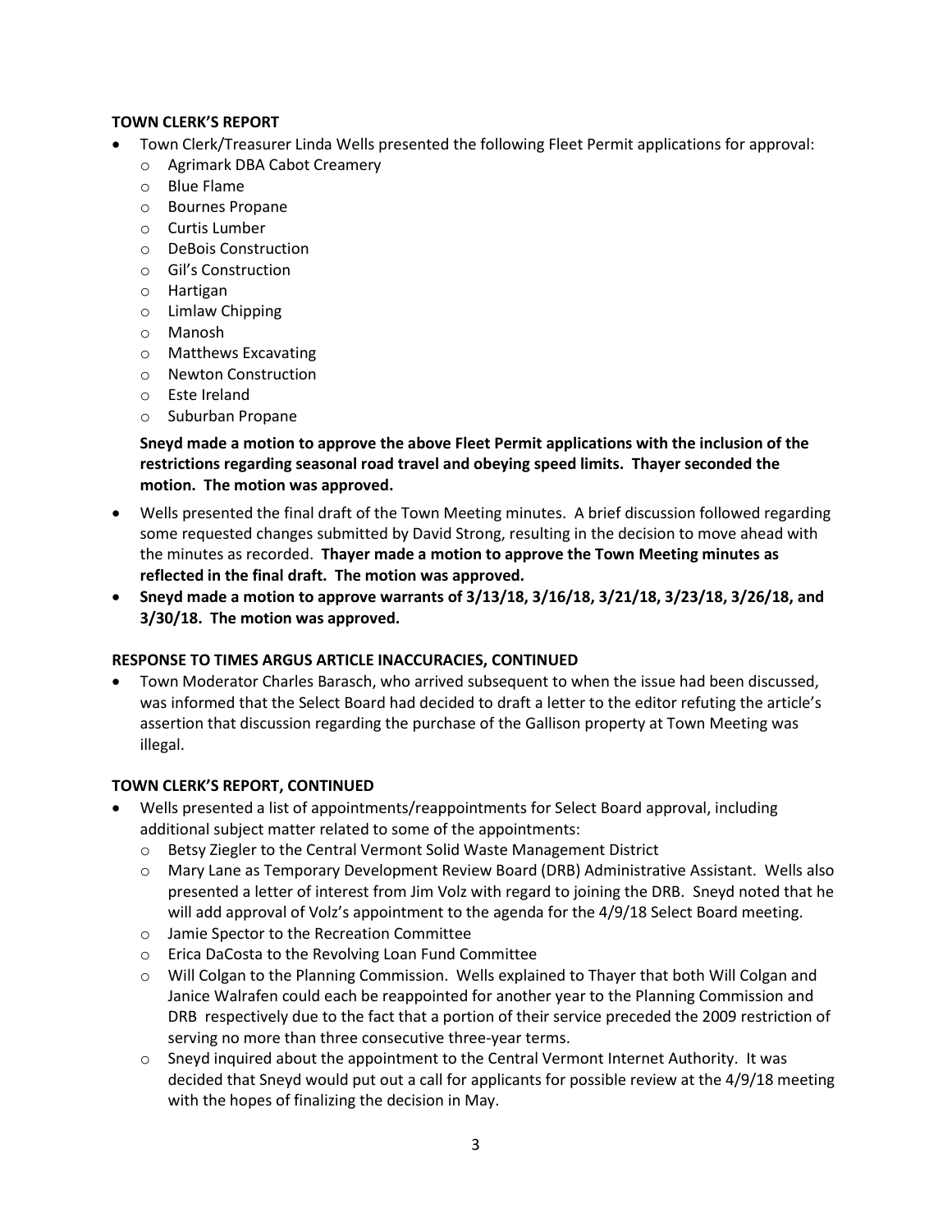**TOWN CLERK'S REPORT**

- Town Clerk/Treasurer Linda Wells presented the following Fleet Permit applications for approval:
    - Agrimark DBA Cabot Creamery
    - Blue Flame
    - Bournes Propane
    - Curtis Lumber
    - DeBois Construction
    - Gil's Construction
    - Hartigan
    - Limlaw Chipping
    - Manosh
    - Matthews Excavating
    - Newton Construction
    - Este Ireland
    - Suburban Propane

  **Sneyd made a motion to approve the above Fleet Permit applications with the inclusion of the restrictions regarding seasonal road travel and obeying speed limits. Thayer seconded the motion. The motion was approved.**

- Wells presented the final draft of the Town Meeting minutes. A brief discussion followed regarding some requested changes submitted by David Strong, resulting in the decision to move ahead with the minutes as recorded. **Thayer made a motion to approve the Town Meeting minutes as reflected in the final draft. The motion was approved.**
- **Sneyd made a motion to approve warrants of 3/13/18, 3/16/18, 3/21/18, 3/23/18, 3/26/18, and 3/30/18. The motion was approved.**

**RESPONSE TO TIMES ARGUS ARTICLE INACCURACIES, CONTINUED**

- Town Moderator Charles Barasch, who arrived subsequent to when the issue had been discussed, was informed that the Select Board had decided to draft a letter to the editor refuting the article's assertion that discussion regarding the purchase of the Gallison property at Town Meeting was illegal.

**TOWN CLERK'S REPORT, CONTINUED**

- Wells presented a list of appointments/reappointments for Select Board approval, including additional subject matter related to some of the appointments:
    - Betsy Ziegler to the Central Vermont Solid Waste Management District
    - Mary Lane as Temporary Development Review Board (DRB) Administrative Assistant. Wells also presented a letter of interest from Jim Volz with regard to joining the DRB. Sneyd noted that he will add approval of Volz's appointment to the agenda for the 4/9/18 Select Board meeting.
    - Jamie Spector to the Recreation Committee
    - Erica DaCosta to the Revolving Loan Fund Committee
    - Will Colgan to the Planning Commission. Wells explained to Thayer that both Will Colgan and Janice Walrafen could each be reappointed for another year to the Planning Commission and DRB respectively due to the fact that a portion of their service preceded the 2009 restriction of serving no more than three consecutive three-year terms.
    - Sneyd inquired about the appointment to the Central Vermont Internet Authority. It was decided that Sneyd would put out a call for applicants for possible review at the 4/9/18 meeting with the hopes of finalizing the decision in May.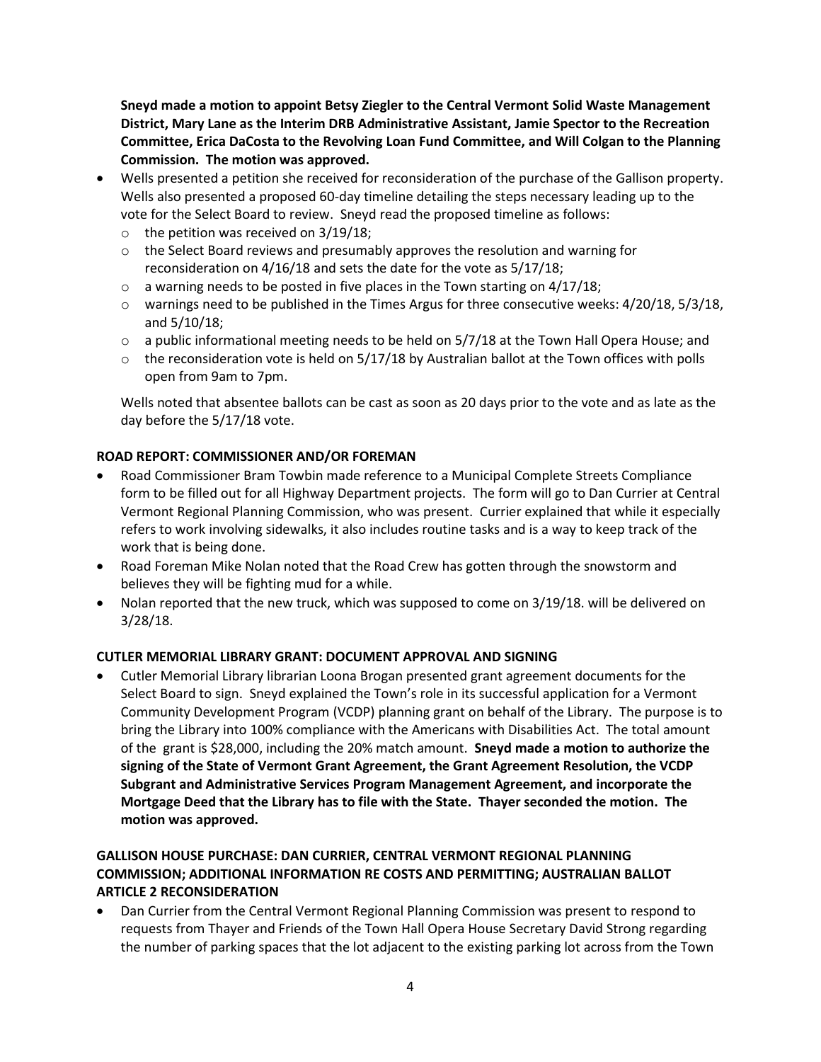**Sneyd made a motion to appoint Betsy Ziegler to the Central Vermont Solid Waste Management District, Mary Lane as the Interim DRB Administrative Assistant, Jamie Spector to the Recreation Committee, Erica DaCosta to the Revolving Loan Fund Committee, and Will Colgan to the Planning Commission. The motion was approved.**

- Wells presented a petition she received for reconsideration of the purchase of the Gallison property. Wells also presented a proposed 60-day timeline detailing the steps necessary leading up to the vote for the Select Board to review. Sneyd read the proposed timeline as follows:
  - o the petition was received on 3/19/18;
  - o the Select Board reviews and presumably approves the resolution and warning for reconsideration on 4/16/18 and sets the date for the vote as 5/17/18;
  - o a warning needs to be posted in five places in the Town starting on 4/17/18;
  - o warnings need to be published in the Times Argus for three consecutive weeks: 4/20/18, 5/3/18, and 5/10/18;
  - o a public informational meeting needs to be held on 5/7/18 at the Town Hall Opera House; and
  - o the reconsideration vote is held on 5/17/18 by Australian ballot at the Town offices with polls open from 9am to 7pm.

  Wells noted that absentee ballots can be cast as soon as 20 days prior to the vote and as late as the day before the 5/17/18 vote.

**ROAD REPORT: COMMISSIONER AND/OR FOREMAN**

- Road Commissioner Bram Towbin made reference to a Municipal Complete Streets Compliance form to be filled out for all Highway Department projects. The form will go to Dan Currier at Central Vermont Regional Planning Commission, who was present. Currier explained that while it especially refers to work involving sidewalks, it also includes routine tasks and is a way to keep track of the work that is being done.
- Road Foreman Mike Nolan noted that the Road Crew has gotten through the snowstorm and believes they will be fighting mud for a while.
- Nolan reported that the new truck, which was supposed to come on 3/19/18. will be delivered on 3/28/18.

**CUTLER MEMORIAL LIBRARY GRANT: DOCUMENT APPROVAL AND SIGNING**

- Cutler Memorial Library librarian Loona Brogan presented grant agreement documents for the Select Board to sign. Sneyd explained the Town's role in its successful application for a Vermont Community Development Program (VCDP) planning grant on behalf of the Library. The purpose is to bring the Library into 100% compliance with the Americans with Disabilities Act. The total amount of the grant is $28,000, including the 20% match amount. **Sneyd made a motion to authorize the signing of the State of Vermont Grant Agreement, the Grant Agreement Resolution, the VCDP Subgrant and Administrative Services Program Management Agreement, and incorporate the Mortgage Deed that the Library has to file with the State. Thayer seconded the motion. The motion was approved.**

**GALLISON HOUSE PURCHASE: DAN CURRIER, CENTRAL VERMONT REGIONAL PLANNING COMMISSION; ADDITIONAL INFORMATION RE COSTS AND PERMITTING; AUSTRALIAN BALLOT ARTICLE 2 RECONSIDERATION**

- Dan Currier from the Central Vermont Regional Planning Commission was present to respond to requests from Thayer and Friends of the Town Hall Opera House Secretary David Strong regarding the number of parking spaces that the lot adjacent to the existing parking lot across from the Town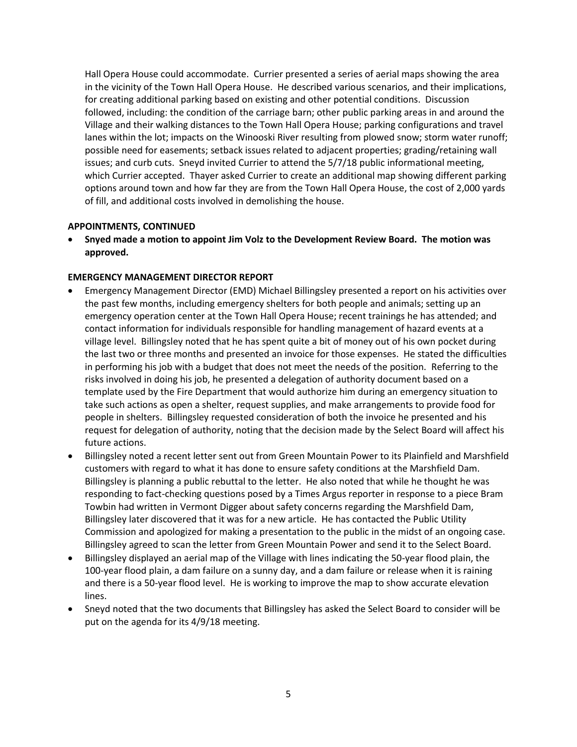Hall Opera House could accommodate. Currier presented a series of aerial maps showing the area in the vicinity of the Town Hall Opera House. He described various scenarios, and their implications, for creating additional parking based on existing and other potential conditions. Discussion followed, including: the condition of the carriage barn; other public parking areas in and around the Village and their walking distances to the Town Hall Opera House; parking configurations and travel lanes within the lot; impacts on the Winooski River resulting from plowed snow; storm water runoff; possible need for easements; setback issues related to adjacent properties; grading/retaining wall issues; and curb cuts. Sneyd invited Currier to attend the 5/7/18 public informational meeting, which Currier accepted. Thayer asked Currier to create an additional map showing different parking options around town and how far they are from the Town Hall Opera House, the cost of 2,000 yards of fill, and additional costs involved in demolishing the house.

**APPOINTMENTS, CONTINUED**

- **Snyed made a motion to appoint Jim Volz to the Development Review Board. The motion was approved.**

**EMERGENCY MANAGEMENT DIRECTOR REPORT**

- Emergency Management Director (EMD) Michael Billingsley presented a report on his activities over the past few months, including emergency shelters for both people and animals; setting up an emergency operation center at the Town Hall Opera House; recent trainings he has attended; and contact information for individuals responsible for handling management of hazard events at a village level. Billingsley noted that he has spent quite a bit of money out of his own pocket during the last two or three months and presented an invoice for those expenses. He stated the difficulties in performing his job with a budget that does not meet the needs of the position. Referring to the risks involved in doing his job, he presented a delegation of authority document based on a template used by the Fire Department that would authorize him during an emergency situation to take such actions as open a shelter, request supplies, and make arrangements to provide food for people in shelters. Billingsley requested consideration of both the invoice he presented and his request for delegation of authority, noting that the decision made by the Select Board will affect his future actions.
- Billingsley noted a recent letter sent out from Green Mountain Power to its Plainfield and Marshfield customers with regard to what it has done to ensure safety conditions at the Marshfield Dam. Billingsley is planning a public rebuttal to the letter. He also noted that while he thought he was responding to fact-checking questions posed by a Times Argus reporter in response to a piece Bram Towbin had written in Vermont Digger about safety concerns regarding the Marshfield Dam, Billingsley later discovered that it was for a new article. He has contacted the Public Utility Commission and apologized for making a presentation to the public in the midst of an ongoing case. Billingsley agreed to scan the letter from Green Mountain Power and send it to the Select Board.
- Billingsley displayed an aerial map of the Village with lines indicating the 50-year flood plain, the 100-year flood plain, a dam failure on a sunny day, and a dam failure or release when it is raining and there is a 50-year flood level. He is working to improve the map to show accurate elevation lines.
- Sneyd noted that the two documents that Billingsley has asked the Select Board to consider will be put on the agenda for its 4/9/18 meeting.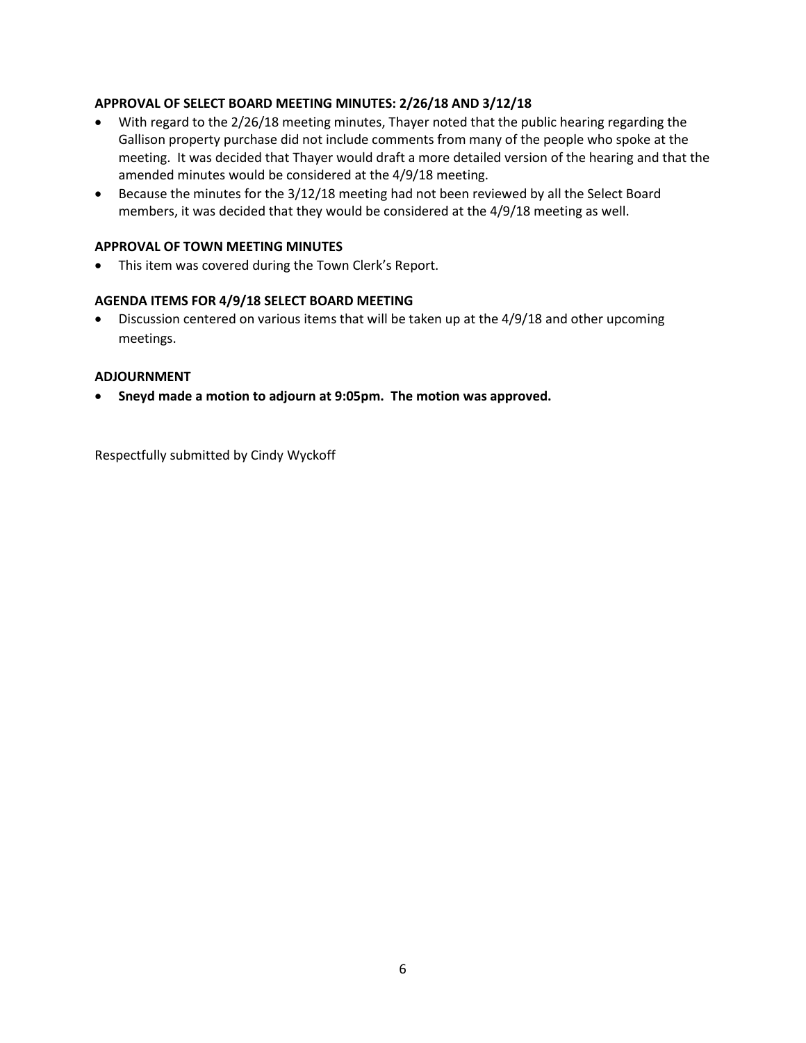**APPROVAL OF SELECT BOARD MEETING MINUTES: 2/26/18 AND 3/12/18**

- With regard to the 2/26/18 meeting minutes, Thayer noted that the public hearing regarding the Gallison property purchase did not include comments from many of the people who spoke at the meeting. It was decided that Thayer would draft a more detailed version of the hearing and that the amended minutes would be considered at the 4/9/18 meeting.
- Because the minutes for the 3/12/18 meeting had not been reviewed by all the Select Board members, it was decided that they would be considered at the 4/9/18 meeting as well.

**APPROVAL OF TOWN MEETING MINUTES**

- This item was covered during the Town Clerk's Report.

**AGENDA ITEMS FOR 4/9/18 SELECT BOARD MEETING**

- Discussion centered on various items that will be taken up at the 4/9/18 and other upcoming meetings.

**ADJOURNMENT**

- **Sneyd made a motion to adjourn at 9:05pm. The motion was approved.**

Respectfully submitted by Cindy Wyckoff